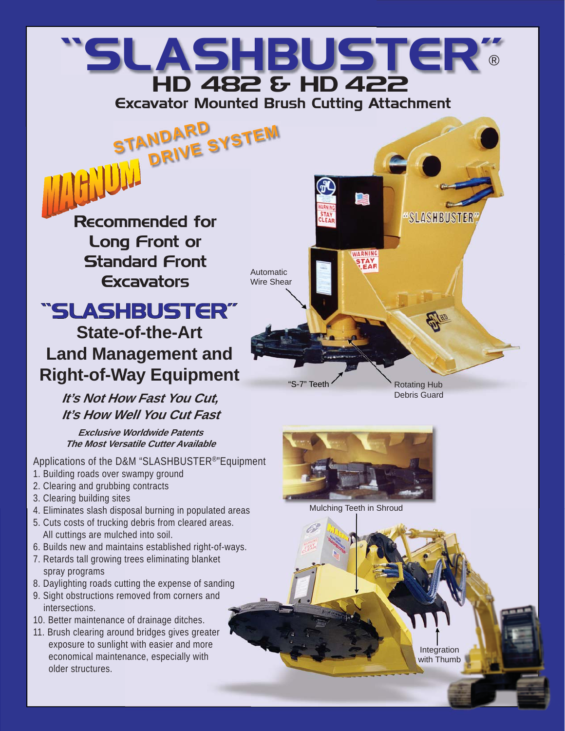# "SLASHBUSTER"®

## HD 482 & HD 422

### Excavator Mounted Brush Cutting Attachment

**MAGNUM STANDARD DRIVE SYSTEM**

**Recommended for Long Front or Standard Front Excavators**

## "SLASHBUSTER"

## State-of-the-Art Land Management and Right-of-Way Equipment

***It's Not How Fast You Cut, It's How Well You Cut Fast***

***Exclusive Worldwide Patents***
***The Most Versatile Cutter Available***

Automatic Wire Shear

"S-7" Teeth

Rotating Hub Debris Guard

Applications of the D&M "SLASHBUSTER®"Equipment

1. Building roads over swampy ground
2. Clearing and grubbing contracts
3. Clearing building sites
4. Eliminates slash disposal burning in populated areas
5. Cuts costs of trucking debris from cleared areas. All cuttings are mulched into soil.
6. Builds new and maintains established right-of-ways.
7. Retards tall growing trees eliminating blanket spray programs
8. Daylighting roads cutting the expense of sanding
9. Sight obstructions removed from corners and intersections.
10. Better maintenance of drainage ditches.
11. Brush clearing around bridges gives greater exposure to sunlight with easier and more economical maintenance, especially with older structures.

Mulching Teeth in Shroud

Integration with Thumb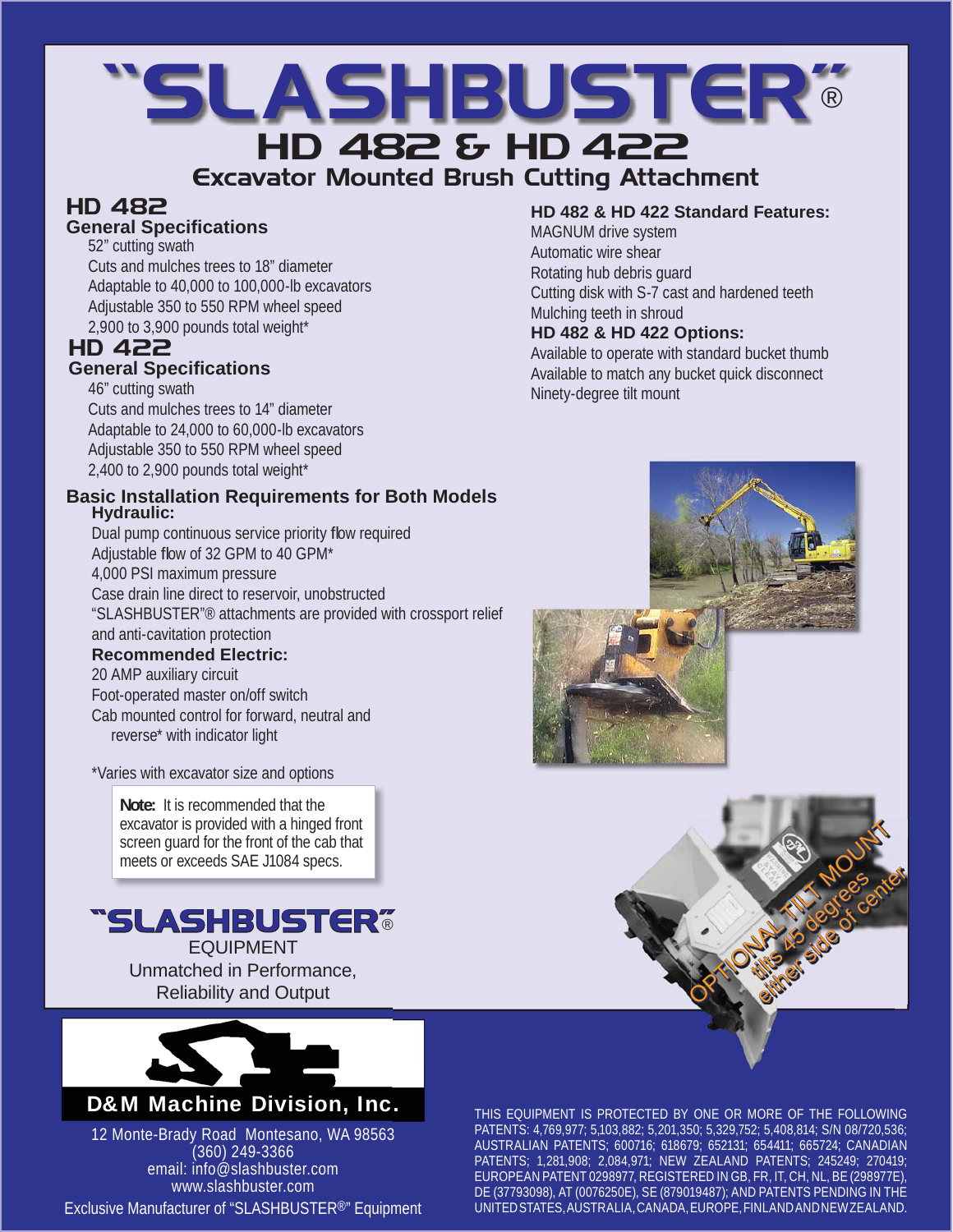# "SLASHBUSTER"®

## HD 482 & HD 422

### Excavator Mounted Brush Cutting Attachment

## HD 482

### General Specifications

- 52" cutting swath
- Cuts and mulches trees to 18" diameter
- Adaptable to 40,000 to 100,000-lb excavators
- Adjustable 350 to 550 RPM wheel speed
- 2,900 to 3,900 pounds total weight*

## HD 422

### General Specifications

- 46" cutting swath
- Cuts and mulches trees to 14" diameter
- Adaptable to 24,000 to 60,000-lb excavators
- Adjustable 350 to 550 RPM wheel speed
- 2,400 to 2,900 pounds total weight*

### Basic Installation Requirements for Both Models

**Hydraulic:**

- Dual pump continuous service priority flow required
- Adjustable flow of 32 GPM to 40 GPM*
- 4,000 PSI maximum pressure
- Case drain line direct to reservoir, unobstructed
- "SLASHBUSTER"® attachments are provided with crossport relief and anti-cavitation protection

**Recommended Electric:**

- 20 AMP auxiliary circuit
- Foot-operated master on/off switch
- Cab mounted control for forward, neutral and reverse* with indicator light

*Varies with excavator size and options

> **Note:** It is recommended that the excavator is provided with a hinged front screen guard for the front of the cab that meets or exceeds SAE J1084 specs.

### HD 482 & HD 422 Standard Features:

- MAGNUM drive system
- Automatic wire shear
- Rotating hub debris guard
- Cutting disk with S-7 cast and hardened teeth
- Mulching teeth in shroud

### HD 482 & HD 422 Options:

- Available to operate with standard bucket thumb
- Available to match any bucket quick disconnect
- Ninety-degree tilt mount

OPTIONAL TILT MOUNT tilts 45 degrees either side of center

**"SLASHBUSTER"® EQUIPMENT**
Unmatched in Performance, Reliability and Output

**D&M Machine Division, Inc.**

12 Monte-Brady Road Montesano, WA 98563
(360) 249-3366
email: info@slashbuster.com
www.slashbuster.com
Exclusive Manufacturer of "SLASHBUSTER®" Equipment

THIS EQUIPMENT IS PROTECTED BY ONE OR MORE OF THE FOLLOWING PATENTS: 4,769,977; 5,103,882; 5,201,350; 5,329,752; 5,408,814; S/N 08/720,536; AUSTRALIAN PATENTS; 600716; 618679; 652131; 654411; 665724; CANADIAN PATENTS; 1,281,908; 2,084,971; NEW ZEALAND PATENTS; 245249; 270419; EUROPEAN PATENT 0298977, REGISTERED IN GB, FR, IT, CH, NL, BE (298977E), DE (37793098), AT (0076250E), SE (879019487); AND PATENTS PENDING IN THE UNITED STATES, AUSTRALIA, CANADA, EUROPE, FINLAND AND NEW ZEALAND.